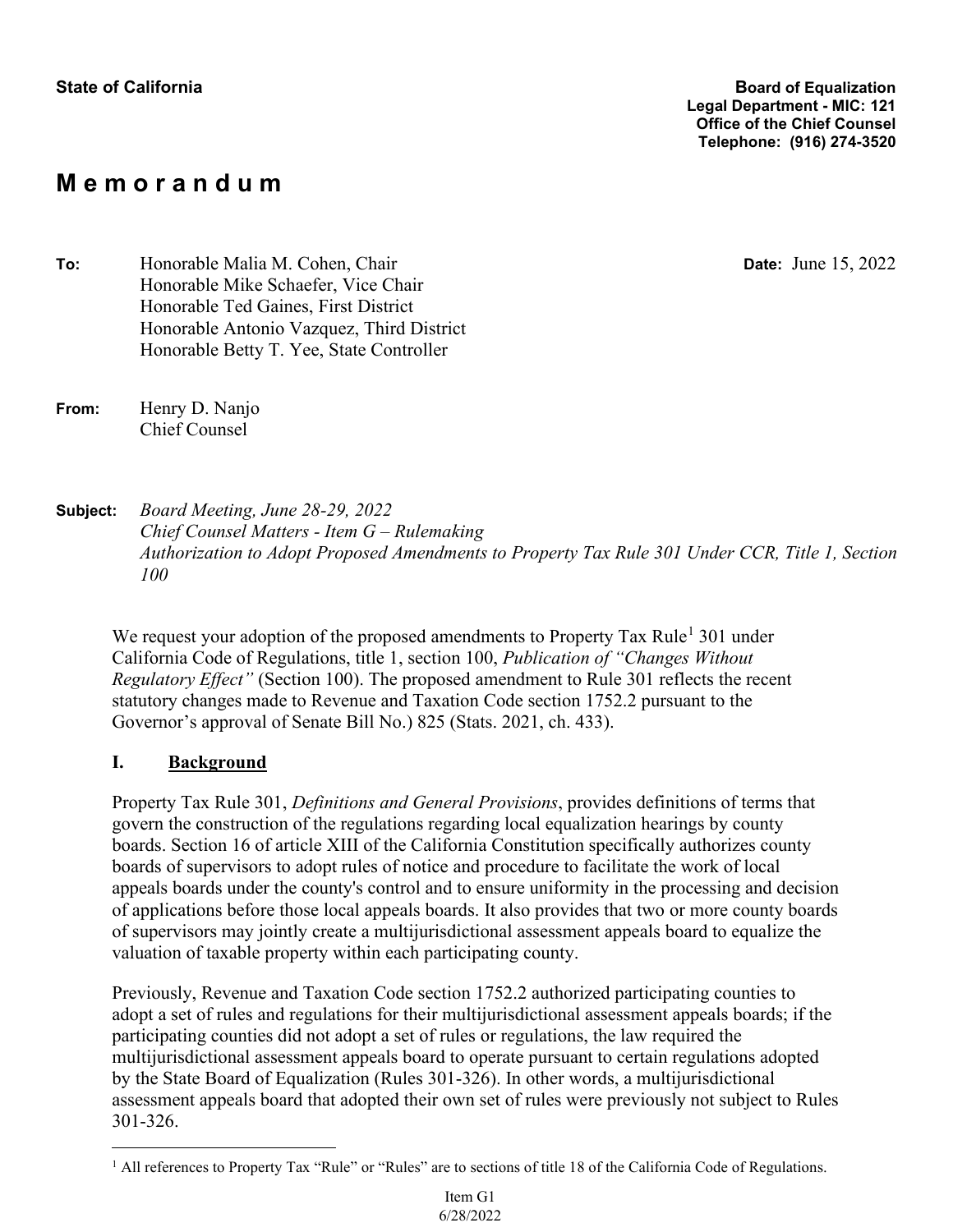**State of California**

**Board of Equalization**
**Legal Department - MIC: 121**
**Office of the Chief Counsel**
**Telephone: (916) 274-3520**

# Memorandum

**To:** Honorable Malia M. Cohen, Chair
Honorable Mike Schaefer, Vice Chair
Honorable Ted Gaines, First District
Honorable Antonio Vazquez, Third District
Honorable Betty T. Yee, State Controller

**Date:** June 15, 2022

**From:** Henry D. Nanjo
Chief Counsel

**Subject:** *Board Meeting, June 28-29, 2022*
*Chief Counsel Matters - Item G – Rulemaking*
*Authorization to Adopt Proposed Amendments to Property Tax Rule 301 Under CCR, Title 1, Section 100*

We request your adoption of the proposed amendments to Property Tax Rule[1] 301 under California Code of Regulations, title 1, section 100, *Publication of "Changes Without Regulatory Effect"* (Section 100). The proposed amendment to Rule 301 reflects the recent statutory changes made to Revenue and Taxation Code section 1752.2 pursuant to the Governor's approval of Senate Bill No.) 825 (Stats. 2021, ch. 433).

## I. Background

Property Tax Rule 301, *Definitions and General Provisions*, provides definitions of terms that govern the construction of the regulations regarding local equalization hearings by county boards. Section 16 of article XIII of the California Constitution specifically authorizes county boards of supervisors to adopt rules of notice and procedure to facilitate the work of local appeals boards under the county's control and to ensure uniformity in the processing and decision of applications before those local appeals boards. It also provides that two or more county boards of supervisors may jointly create a multijurisdictional assessment appeals board to equalize the valuation of taxable property within each participating county.

Previously, Revenue and Taxation Code section 1752.2 authorized participating counties to adopt a set of rules and regulations for their multijurisdictional assessment appeals boards; if the participating counties did not adopt a set of rules or regulations, the law required the multijurisdictional assessment appeals board to operate pursuant to certain regulations adopted by the State Board of Equalization (Rules 301-326). In other words, a multijurisdictional assessment appeals board that adopted their own set of rules were previously not subject to Rules 301-326.

[1] All references to Property Tax "Rule" or "Rules" are to sections of title 18 of the California Code of Regulations.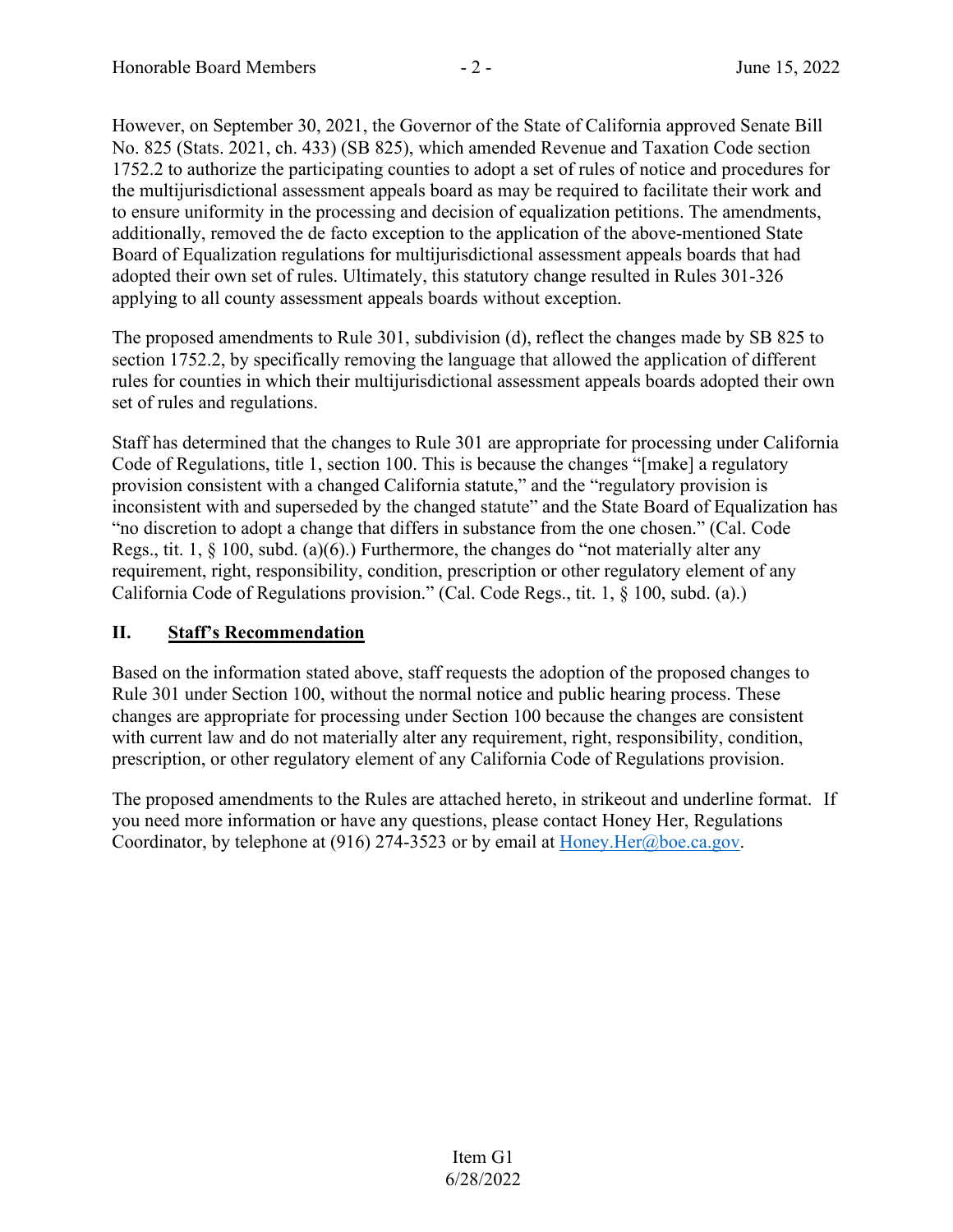However, on September 30, 2021, the Governor of the State of California approved Senate Bill No. 825 (Stats. 2021, ch. 433) (SB 825), which amended Revenue and Taxation Code section 1752.2 to authorize the participating counties to adopt a set of rules of notice and procedures for the multijurisdictional assessment appeals board as may be required to facilitate their work and to ensure uniformity in the processing and decision of equalization petitions. The amendments, additionally, removed the de facto exception to the application of the above-mentioned State Board of Equalization regulations for multijurisdictional assessment appeals boards that had adopted their own set of rules. Ultimately, this statutory change resulted in Rules 301-326 applying to all county assessment appeals boards without exception.

The proposed amendments to Rule 301, subdivision (d), reflect the changes made by SB 825 to section 1752.2, by specifically removing the language that allowed the application of different rules for counties in which their multijurisdictional assessment appeals boards adopted their own set of rules and regulations.

Staff has determined that the changes to Rule 301 are appropriate for processing under California Code of Regulations, title 1, section 100. This is because the changes "[make] a regulatory provision consistent with a changed California statute," and the "regulatory provision is inconsistent with and superseded by the changed statute" and the State Board of Equalization has "no discretion to adopt a change that differs in substance from the one chosen." (Cal. Code Regs., tit. 1, § 100, subd. (a)(6).) Furthermore, the changes do "not materially alter any requirement, right, responsibility, condition, prescription or other regulatory element of any California Code of Regulations provision." (Cal. Code Regs., tit. 1, § 100, subd. (a).)

## II. Staff's Recommendation

Based on the information stated above, staff requests the adoption of the proposed changes to Rule 301 under Section 100, without the normal notice and public hearing process. These changes are appropriate for processing under Section 100 because the changes are consistent with current law and do not materially alter any requirement, right, responsibility, condition, prescription, or other regulatory element of any California Code of Regulations provision.

The proposed amendments to the Rules are attached hereto, in strikeout and underline format. If you need more information or have any questions, please contact Honey Her, Regulations Coordinator, by telephone at (916) 274-3523 or by email at Honey.Her@boe.ca.gov.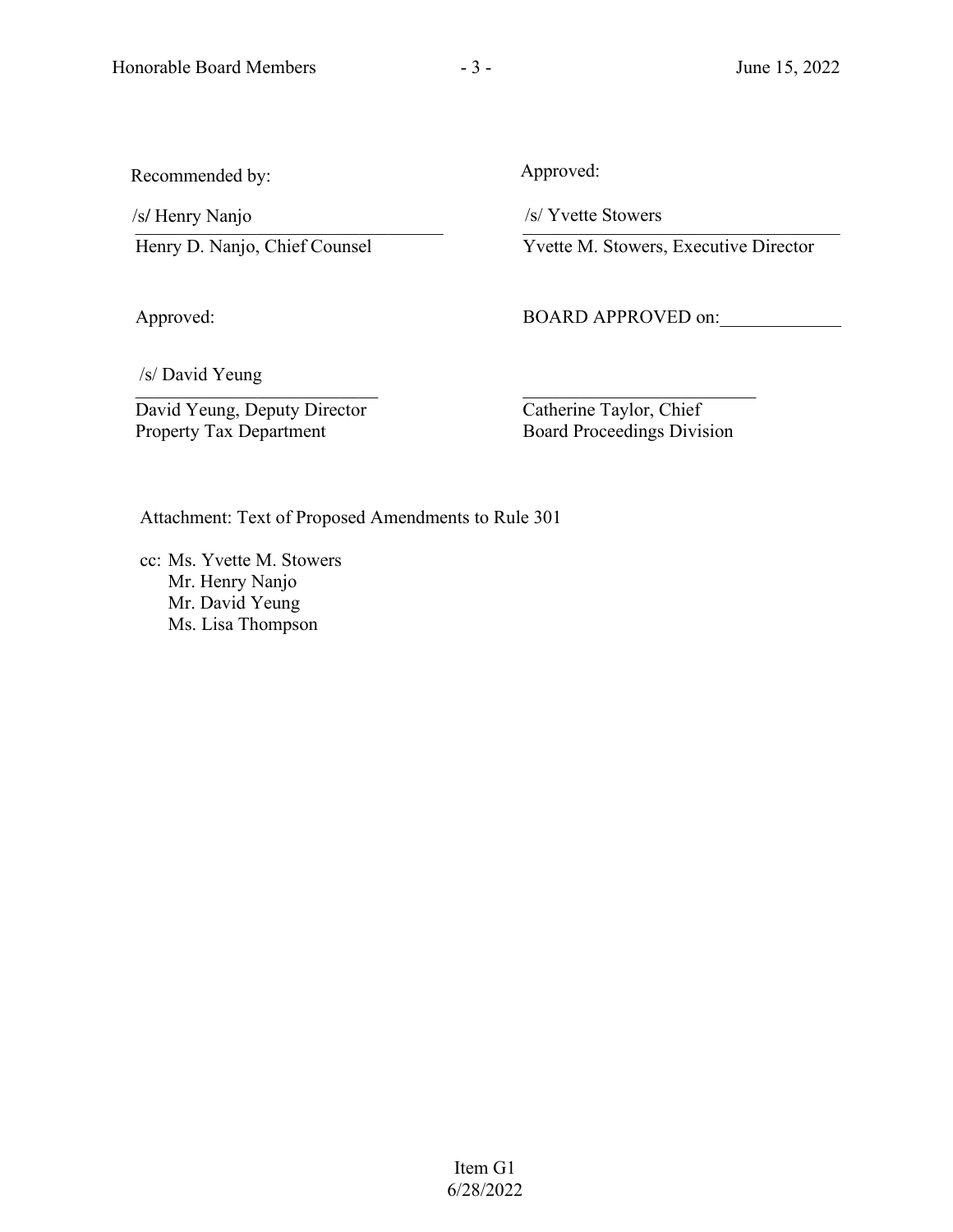Recommended by:

/s/ Henry Nanjo
Henry D. Nanjo, Chief Counsel

Approved:

/s/ Yvette Stowers
Yvette M. Stowers, Executive Director

Approved:

/s/ David Yeung
David Yeung, Deputy Director
Property Tax Department

BOARD APPROVED on:_____________

___________________________
Catherine Taylor, Chief
Board Proceedings Division

Attachment: Text of Proposed Amendments to Rule 301

cc: Ms. Yvette M. Stowers
Mr. Henry Nanjo
Mr. David Yeung
Ms. Lisa Thompson

Item G1
6/28/2022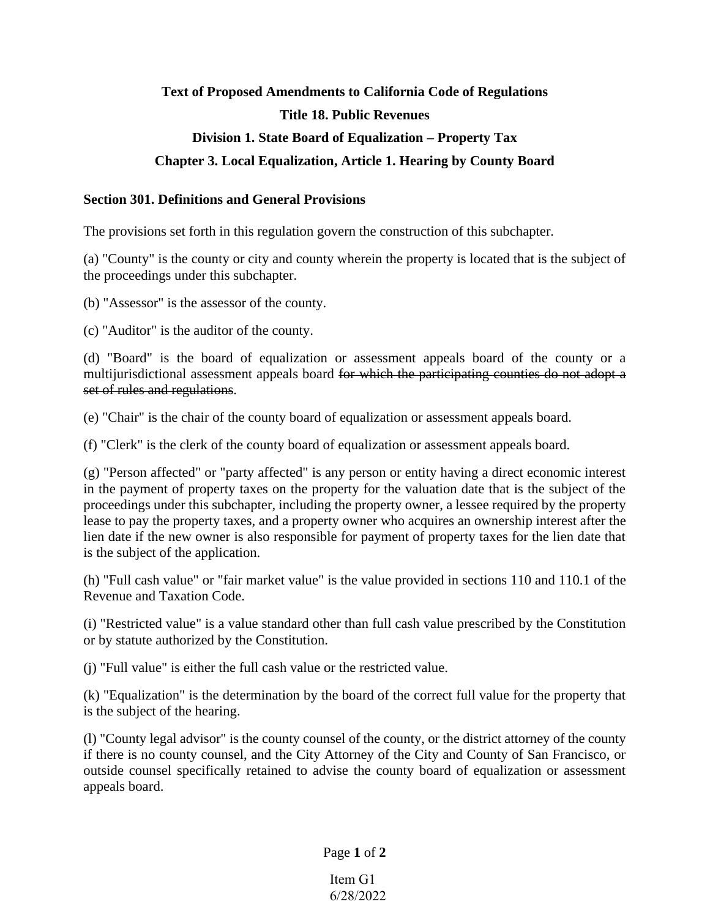**Text of Proposed Amendments to California Code of Regulations**

**Title 18. Public Revenues**

**Division 1. State Board of Equalization – Property Tax**

**Chapter 3. Local Equalization, Article 1. Hearing by County Board**

**Section 301. Definitions and General Provisions**

The provisions set forth in this regulation govern the construction of this subchapter.

(a) "County" is the county or city and county wherein the property is located that is the subject of the proceedings under this subchapter.

(b) "Assessor" is the assessor of the county.

(c) "Auditor" is the auditor of the county.

(d) "Board" is the board of equalization or assessment appeals board of the county or a multijurisdictional assessment appeals board ~~for which the participating counties do not adopt a set of rules and regulations~~.

(e) "Chair" is the chair of the county board of equalization or assessment appeals board.

(f) "Clerk" is the clerk of the county board of equalization or assessment appeals board.

(g) "Person affected" or "party affected" is any person or entity having a direct economic interest in the payment of property taxes on the property for the valuation date that is the subject of the proceedings under this subchapter, including the property owner, a lessee required by the property lease to pay the property taxes, and a property owner who acquires an ownership interest after the lien date if the new owner is also responsible for payment of property taxes for the lien date that is the subject of the application.

(h) "Full cash value" or "fair market value" is the value provided in sections 110 and 110.1 of the Revenue and Taxation Code.

(i) "Restricted value" is a value standard other than full cash value prescribed by the Constitution or by statute authorized by the Constitution.

(j) "Full value" is either the full cash value or the restricted value.

(k) "Equalization" is the determination by the board of the correct full value for the property that is the subject of the hearing.

(l) "County legal advisor" is the county counsel of the county, or the district attorney of the county if there is no county counsel, and the City Attorney of the City and County of San Francisco, or outside counsel specifically retained to advise the county board of equalization or assessment appeals board.

Item G1
6/28/2022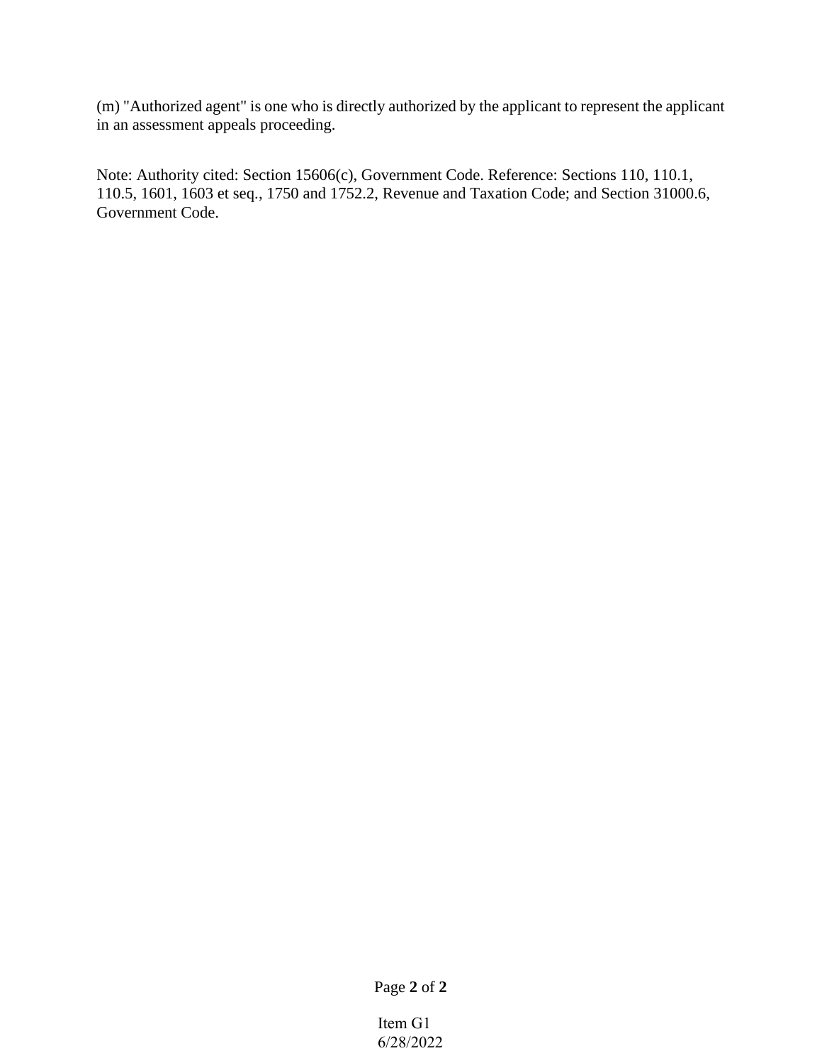(m) "Authorized agent" is one who is directly authorized by the applicant to represent the applicant in an assessment appeals proceeding.

Note: Authority cited: Section 15606(c), Government Code. Reference: Sections 110, 110.1, 110.5, 1601, 1603 et seq., 1750 and 1752.2, Revenue and Taxation Code; and Section 31000.6, Government Code.